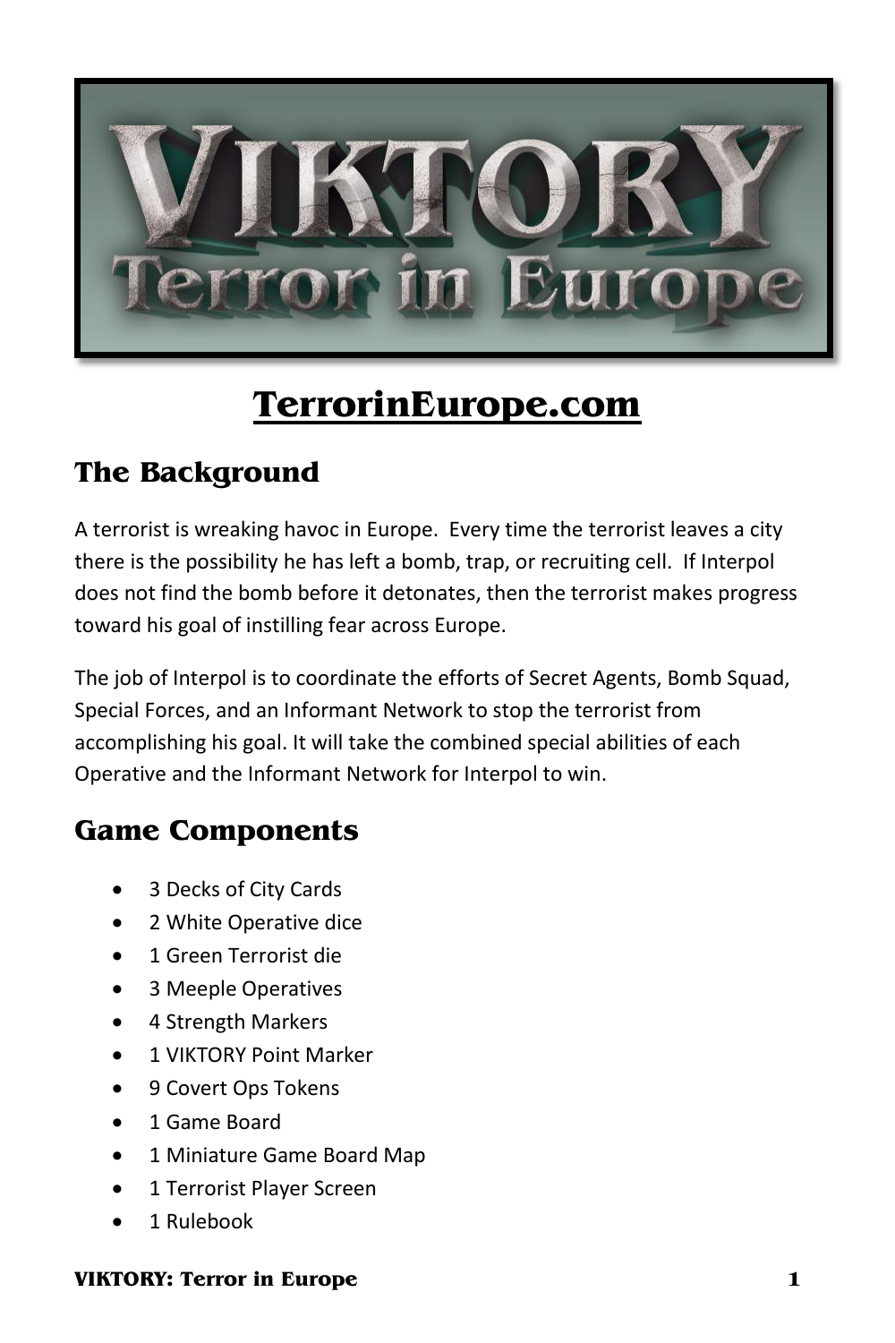# VIKTORY
## Terror in Europe

## TerrorinEurope.com

## The Background

A terrorist is wreaking havoc in Europe. Every time the terrorist leaves a city there is the possibility he has left a bomb, trap, or recruiting cell. If Interpol does not find the bomb before it detonates, then the terrorist makes progress toward his goal of instilling fear across Europe.

The job of Interpol is to coordinate the efforts of Secret Agents, Bomb Squad, Special Forces, and an Informant Network to stop the terrorist from accomplishing his goal. It will take the combined special abilities of each Operative and the Informant Network for Interpol to win.

## Game Components

- 3 Decks of City Cards
- 2 White Operative dice
- 1 Green Terrorist die
- 3 Meeple Operatives
- 4 Strength Markers
- 1 VIKTORY Point Marker
- 9 Covert Ops Tokens
- 1 Game Board
- 1 Miniature Game Board Map
- 1 Terrorist Player Screen
- 1 Rulebook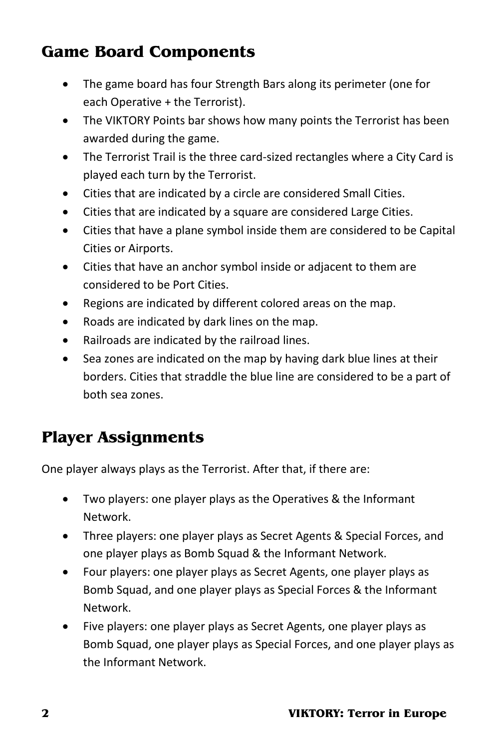## Game Board Components

- The game board has four Strength Bars along its perimeter (one for each Operative + the Terrorist).
- The VIKTORY Points bar shows how many points the Terrorist has been awarded during the game.
- The Terrorist Trail is the three card-sized rectangles where a City Card is played each turn by the Terrorist.
- Cities that are indicated by a circle are considered Small Cities.
- Cities that are indicated by a square are considered Large Cities.
- Cities that have a plane symbol inside them are considered to be Capital Cities or Airports.
- Cities that have an anchor symbol inside or adjacent to them are considered to be Port Cities.
- Regions are indicated by different colored areas on the map.
- Roads are indicated by dark lines on the map.
- Railroads are indicated by the railroad lines.
- Sea zones are indicated on the map by having dark blue lines at their borders. Cities that straddle the blue line are considered to be a part of both sea zones.

## Player Assignments

One player always plays as the Terrorist. After that, if there are:

- Two players: one player plays as the Operatives & the Informant Network.
- Three players: one player plays as Secret Agents & Special Forces, and one player plays as Bomb Squad & the Informant Network.
- Four players: one player plays as Secret Agents, one player plays as Bomb Squad, and one player plays as Special Forces & the Informant Network.
- Five players: one player plays as Secret Agents, one player plays as Bomb Squad, one player plays as Special Forces, and one player plays as the Informant Network.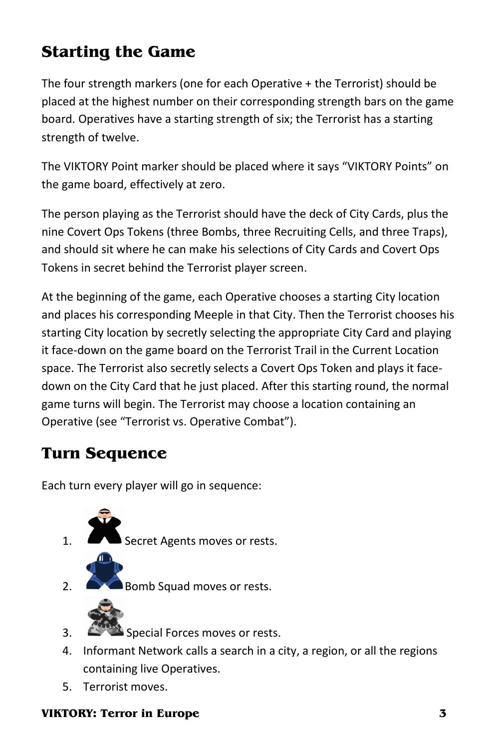## Starting the Game

The four strength markers (one for each Operative + the Terrorist) should be placed at the highest number on their corresponding strength bars on the game board. Operatives have a starting strength of six; the Terrorist has a starting strength of twelve.

The VIKTORY Point marker should be placed where it says “VIKTORY Points” on the game board, effectively at zero.

The person playing as the Terrorist should have the deck of City Cards, plus the nine Covert Ops Tokens (three Bombs, three Recruiting Cells, and three Traps), and should sit where he can make his selections of City Cards and Covert Ops Tokens in secret behind the Terrorist player screen.

At the beginning of the game, each Operative chooses a starting City location and places his corresponding Meeple in that City. Then the Terrorist chooses his starting City location by secretly selecting the appropriate City Card and playing it face-down on the game board on the Terrorist Trail in the Current Location space. The Terrorist also secretly selects a Covert Ops Token and plays it face-down on the City Card that he just placed. After this starting round, the normal game turns will begin. The Terrorist may choose a location containing an Operative (see “Terrorist vs. Operative Combat”).

## Turn Sequence

Each turn every player will go in sequence:

1. Secret Agents moves or rests.
2. Bomb Squad moves or rests.
3. Special Forces moves or rests.
4. Informant Network calls a search in a city, a region, or all the regions containing live Operatives.
5. Terrorist moves.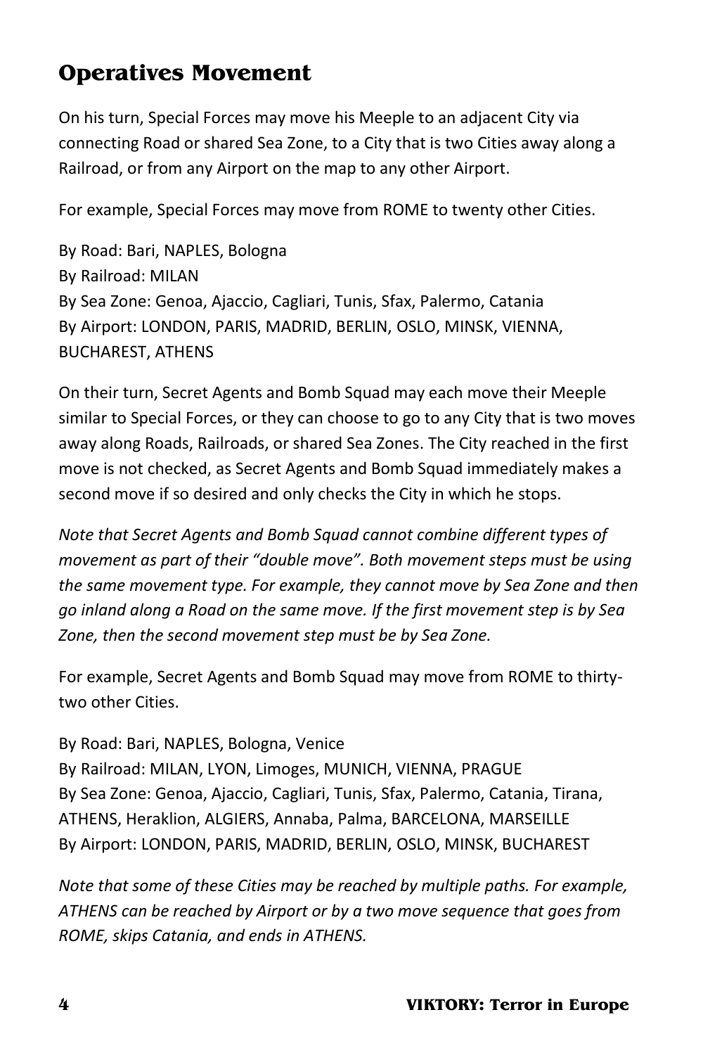## Operatives Movement

On his turn, Special Forces may move his Meeple to an adjacent City via connecting Road or shared Sea Zone, to a City that is two Cities away along a Railroad, or from any Airport on the map to any other Airport.

For example, Special Forces may move from ROME to twenty other Cities.

By Road: Bari, NAPLES, Bologna
By Railroad: MILAN
By Sea Zone: Genoa, Ajaccio, Cagliari, Tunis, Sfax, Palermo, Catania
By Airport: LONDON, PARIS, MADRID, BERLIN, OSLO, MINSK, VIENNA, BUCHAREST, ATHENS

On their turn, Secret Agents and Bomb Squad may each move their Meeple similar to Special Forces, or they can choose to go to any City that is two moves away along Roads, Railroads, or shared Sea Zones. The City reached in the first move is not checked, as Secret Agents and Bomb Squad immediately makes a second move if so desired and only checks the City in which he stops.

*Note that Secret Agents and Bomb Squad cannot combine different types of movement as part of their "double move". Both movement steps must be using the same movement type. For example, they cannot move by Sea Zone and then go inland along a Road on the same move. If the first movement step is by Sea Zone, then the second movement step must be by Sea Zone.*

For example, Secret Agents and Bomb Squad may move from ROME to thirty-two other Cities.

By Road: Bari, NAPLES, Bologna, Venice
By Railroad: MILAN, LYON, Limoges, MUNICH, VIENNA, PRAGUE
By Sea Zone: Genoa, Ajaccio, Cagliari, Tunis, Sfax, Palermo, Catania, Tirana, ATHENS, Heraklion, ALGIERS, Annaba, Palma, BARCELONA, MARSEILLE
By Airport: LONDON, PARIS, MADRID, BERLIN, OSLO, MINSK, BUCHAREST

*Note that some of these Cities may be reached by multiple paths. For example, ATHENS can be reached by Airport or by a two move sequence that goes from ROME, skips Catania, and ends in ATHENS.*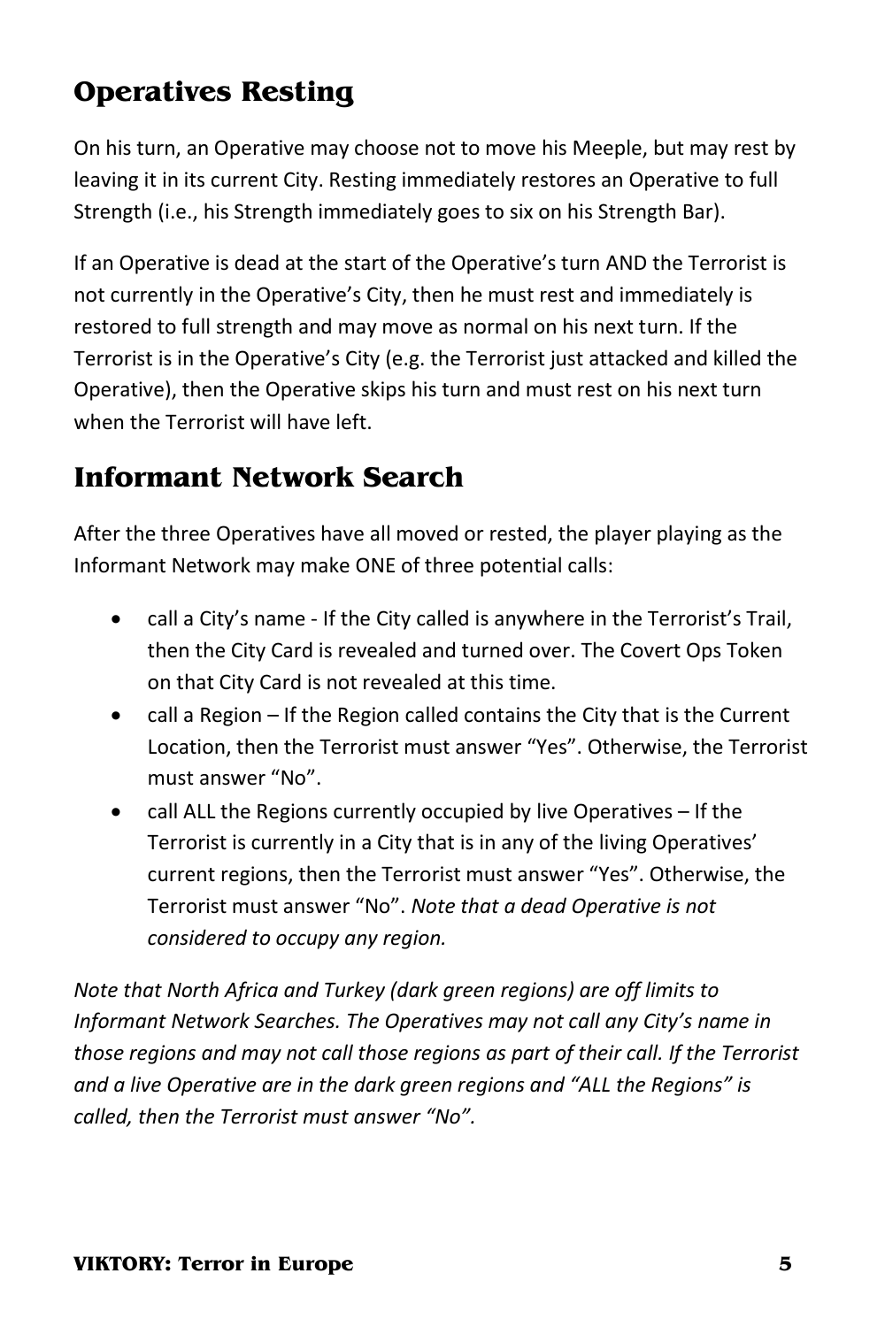## Operatives Resting

On his turn, an Operative may choose not to move his Meeple, but may rest by leaving it in its current City. Resting immediately restores an Operative to full Strength (i.e., his Strength immediately goes to six on his Strength Bar).

If an Operative is dead at the start of the Operative's turn AND the Terrorist is not currently in the Operative's City, then he must rest and immediately is restored to full strength and may move as normal on his next turn. If the Terrorist is in the Operative's City (e.g. the Terrorist just attacked and killed the Operative), then the Operative skips his turn and must rest on his next turn when the Terrorist will have left.

## Informant Network Search

After the three Operatives have all moved or rested, the player playing as the Informant Network may make ONE of three potential calls:

- call a City's name - If the City called is anywhere in the Terrorist's Trail, then the City Card is revealed and turned over. The Covert Ops Token on that City Card is not revealed at this time.
- call a Region – If the Region called contains the City that is the Current Location, then the Terrorist must answer "Yes". Otherwise, the Terrorist must answer "No".
- call ALL the Regions currently occupied by live Operatives – If the Terrorist is currently in a City that is in any of the living Operatives' current regions, then the Terrorist must answer "Yes". Otherwise, the Terrorist must answer "No". *Note that a dead Operative is not considered to occupy any region.*

*Note that North Africa and Turkey (dark green regions) are off limits to Informant Network Searches. The Operatives may not call any City's name in those regions and may not call those regions as part of their call. If the Terrorist and a live Operative are in the dark green regions and "ALL the Regions" is called, then the Terrorist must answer "No".*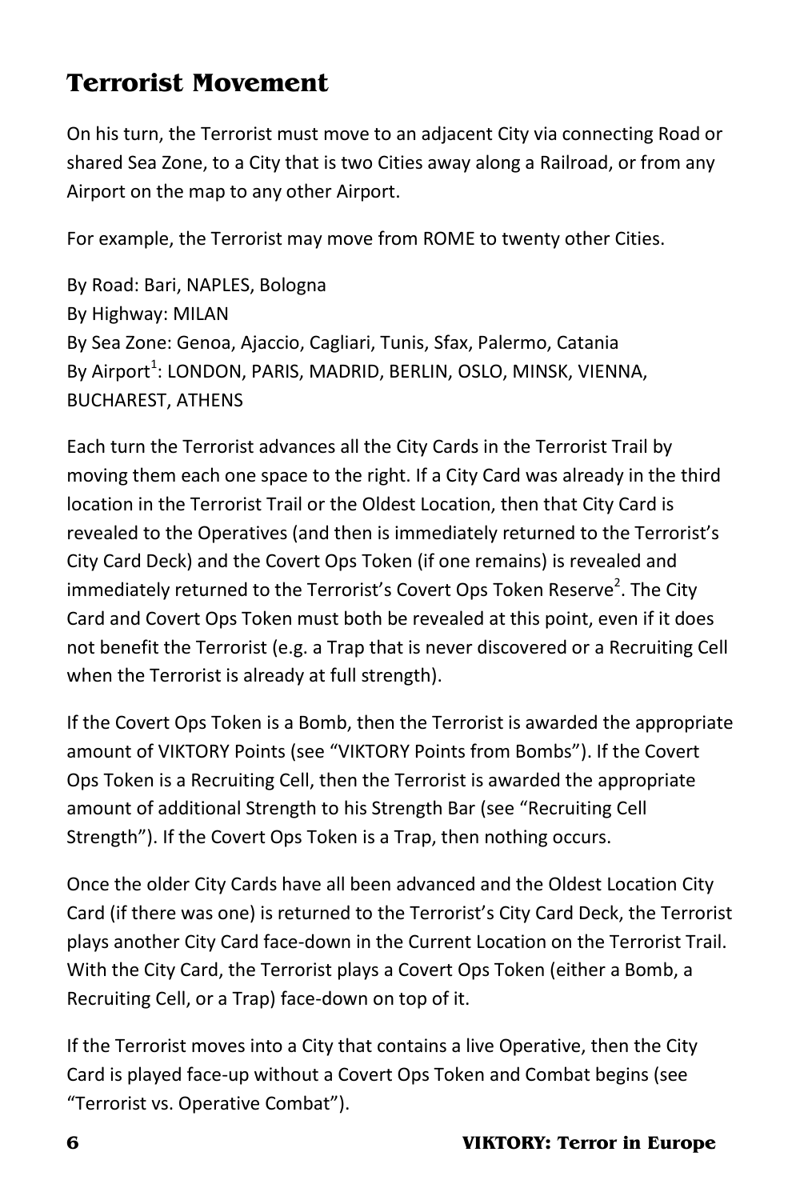## Terrorist Movement

On his turn, the Terrorist must move to an adjacent City via connecting Road or shared Sea Zone, to a City that is two Cities away along a Railroad, or from any Airport on the map to any other Airport.

For example, the Terrorist may move from ROME to twenty other Cities.

By Road: Bari, NAPLES, Bologna
By Highway: MILAN
By Sea Zone: Genoa, Ajaccio, Cagliari, Tunis, Sfax, Palermo, Catania
By Airport[1]: LONDON, PARIS, MADRID, BERLIN, OSLO, MINSK, VIENNA, BUCHAREST, ATHENS

Each turn the Terrorist advances all the City Cards in the Terrorist Trail by moving them each one space to the right. If a City Card was already in the third location in the Terrorist Trail or the Oldest Location, then that City Card is revealed to the Operatives (and then is immediately returned to the Terrorist's City Card Deck) and the Covert Ops Token (if one remains) is revealed and immediately returned to the Terrorist's Covert Ops Token Reserve[2]. The City Card and Covert Ops Token must both be revealed at this point, even if it does not benefit the Terrorist (e.g. a Trap that is never discovered or a Recruiting Cell when the Terrorist is already at full strength).

If the Covert Ops Token is a Bomb, then the Terrorist is awarded the appropriate amount of VIKTORY Points (see "VIKTORY Points from Bombs"). If the Covert Ops Token is a Recruiting Cell, then the Terrorist is awarded the appropriate amount of additional Strength to his Strength Bar (see "Recruiting Cell Strength"). If the Covert Ops Token is a Trap, then nothing occurs.

Once the older City Cards have all been advanced and the Oldest Location City Card (if there was one) is returned to the Terrorist's City Card Deck, the Terrorist plays another City Card face-down in the Current Location on the Terrorist Trail. With the City Card, the Terrorist plays a Covert Ops Token (either a Bomb, a Recruiting Cell, or a Trap) face-down on top of it.

If the Terrorist moves into a City that contains a live Operative, then the City Card is played face-up without a Covert Ops Token and Combat begins (see "Terrorist vs. Operative Combat").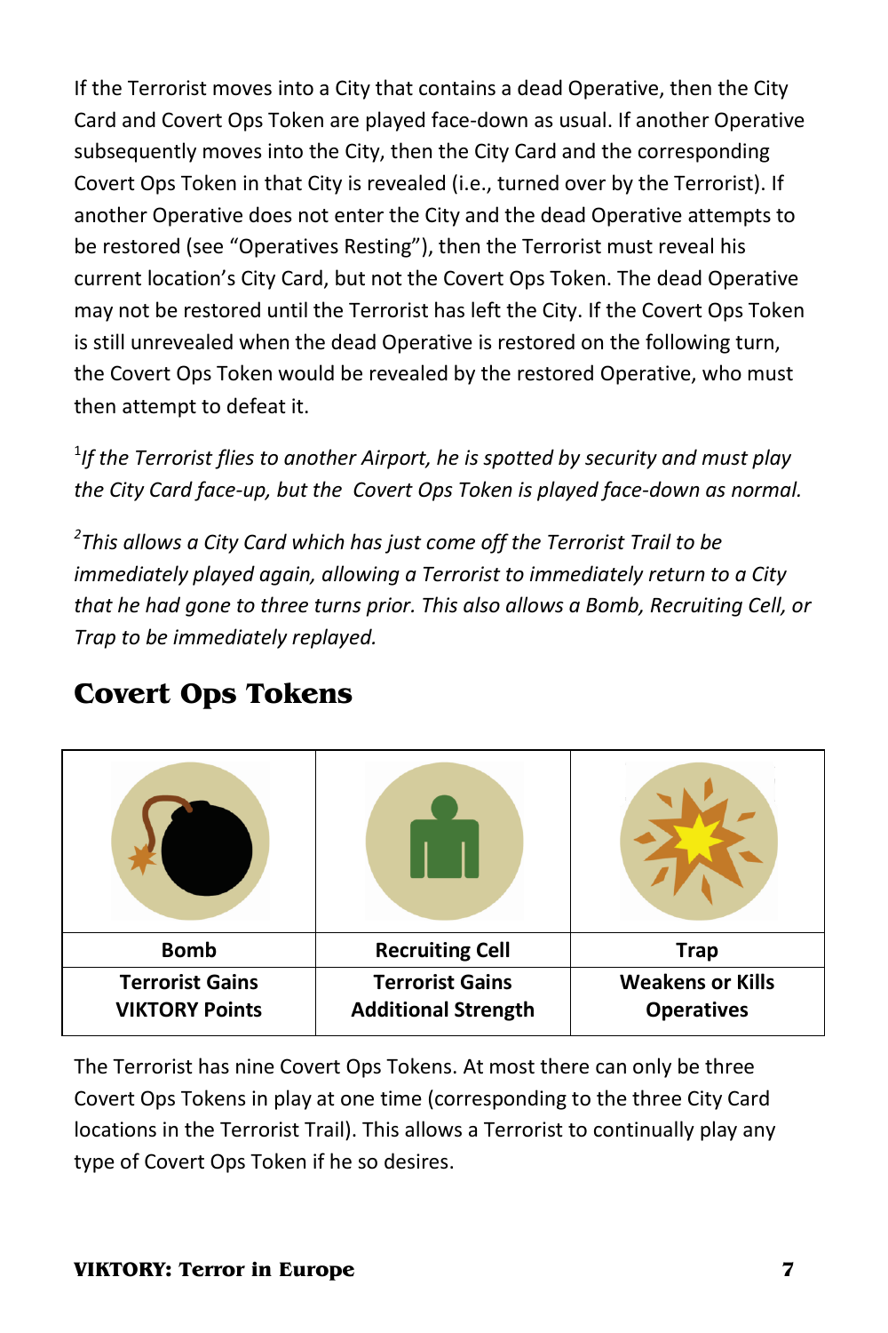If the Terrorist moves into a City that contains a dead Operative, then the City Card and Covert Ops Token are played face-down as usual. If another Operative subsequently moves into the City, then the City Card and the corresponding Covert Ops Token in that City is revealed (i.e., turned over by the Terrorist). If another Operative does not enter the City and the dead Operative attempts to be restored (see "Operatives Resting"), then the Terrorist must reveal his current location's City Card, but not the Covert Ops Token. The dead Operative may not be restored until the Terrorist has left the City. If the Covert Ops Token is still unrevealed when the dead Operative is restored on the following turn, the Covert Ops Token would be revealed by the restored Operative, who must then attempt to defeat it.

[1]*If the Terrorist flies to another Airport, he is spotted by security and must play the City Card face-up, but the Covert Ops Token is played face-down as normal.*

[2]*This allows a City Card which has just come off the Terrorist Trail to be immediately played again, allowing a Terrorist to immediately return to a City that he had gone to three turns prior. This also allows a Bomb, Recruiting Cell, or Trap to be immediately replayed.*

## Covert Ops Tokens

| Bomb | Recruiting Cell | Trap |
|---|---|---|
| **Terrorist Gains VIKTORY Points** | **Terrorist Gains Additional Strength** | **Weakens or Kills Operatives** |

The Terrorist has nine Covert Ops Tokens. At most there can only be three Covert Ops Tokens in play at one time (corresponding to the three City Card locations in the Terrorist Trail). This allows a Terrorist to continually play any type of Covert Ops Token if he so desires.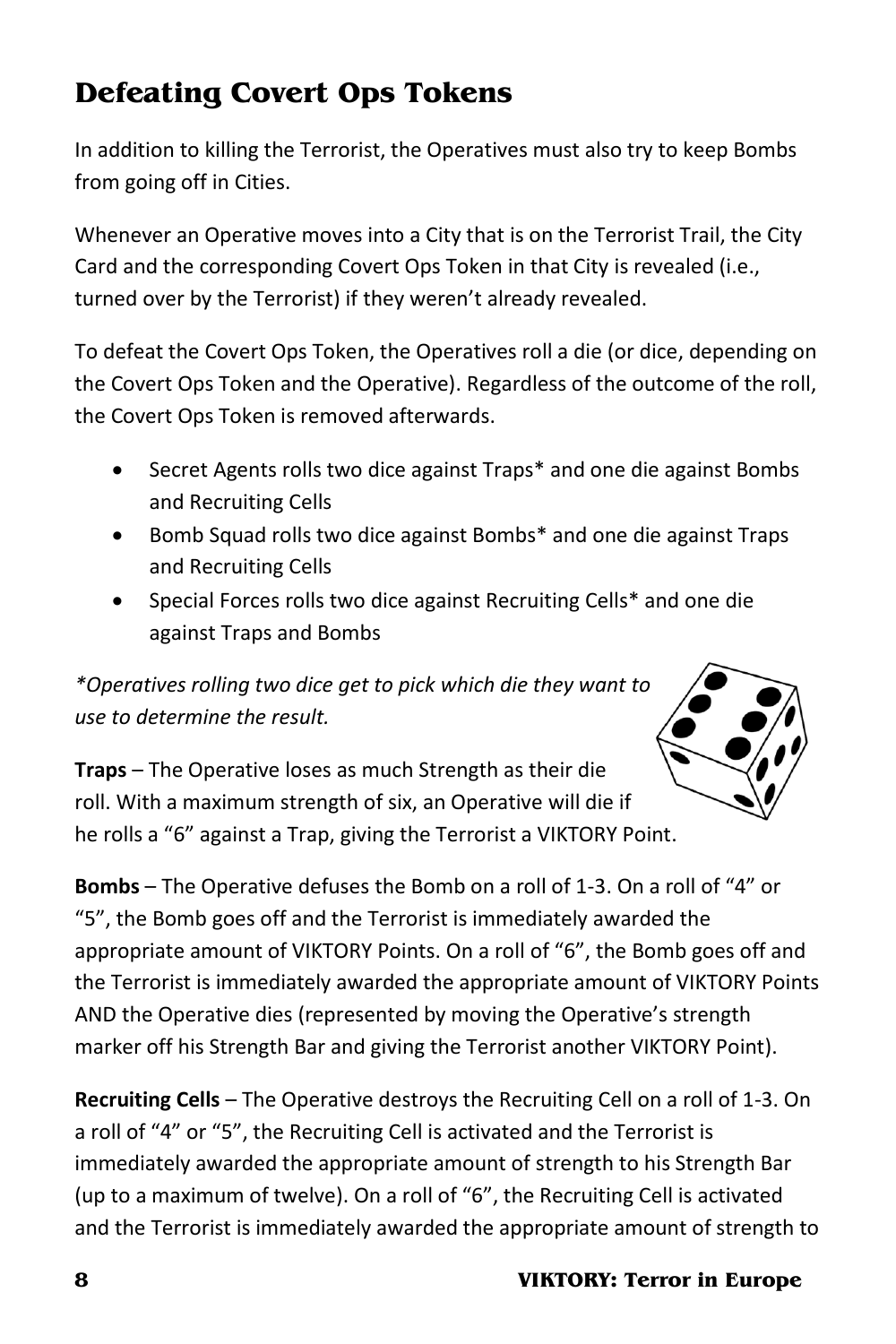## Defeating Covert Ops Tokens

In addition to killing the Terrorist, the Operatives must also try to keep Bombs from going off in Cities.

Whenever an Operative moves into a City that is on the Terrorist Trail, the City Card and the corresponding Covert Ops Token in that City is revealed (i.e., turned over by the Terrorist) if they weren't already revealed.

To defeat the Covert Ops Token, the Operatives roll a die (or dice, depending on the Covert Ops Token and the Operative). Regardless of the outcome of the roll, the Covert Ops Token is removed afterwards.

- Secret Agents rolls two dice against Traps* and one die against Bombs and Recruiting Cells
- Bomb Squad rolls two dice against Bombs* and one die against Traps and Recruiting Cells
- Special Forces rolls two dice against Recruiting Cells* and one die against Traps and Bombs

*\*Operatives rolling two dice get to pick which die they want to use to determine the result.*

**Traps** – The Operative loses as much Strength as their die roll. With a maximum strength of six, an Operative will die if he rolls a "6" against a Trap, giving the Terrorist a VIKTORY Point.

**Bombs** – The Operative defuses the Bomb on a roll of 1-3. On a roll of "4" or "5", the Bomb goes off and the Terrorist is immediately awarded the appropriate amount of VIKTORY Points. On a roll of "6", the Bomb goes off and the Terrorist is immediately awarded the appropriate amount of VIKTORY Points AND the Operative dies (represented by moving the Operative's strength marker off his Strength Bar and giving the Terrorist another VIKTORY Point).

**Recruiting Cells** – The Operative destroys the Recruiting Cell on a roll of 1-3. On a roll of "4" or "5", the Recruiting Cell is activated and the Terrorist is immediately awarded the appropriate amount of strength to his Strength Bar (up to a maximum of twelve). On a roll of "6", the Recruiting Cell is activated and the Terrorist is immediately awarded the appropriate amount of strength to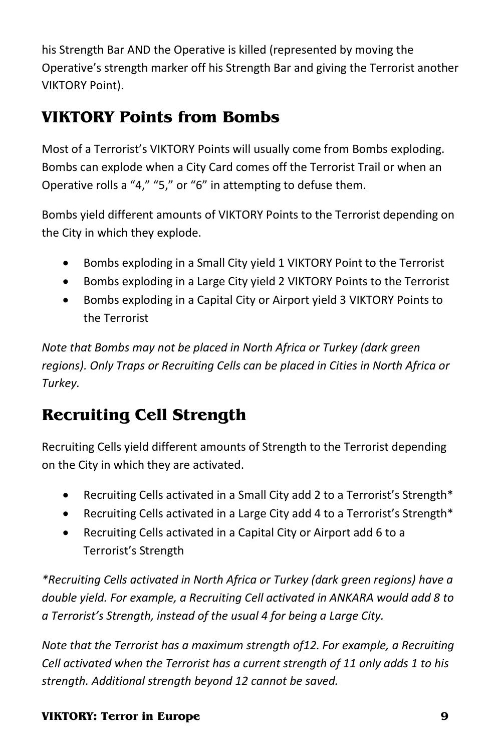his Strength Bar AND the Operative is killed (represented by moving the Operative's strength marker off his Strength Bar and giving the Terrorist another VIKTORY Point).

## VIKTORY Points from Bombs

Most of a Terrorist's VIKTORY Points will usually come from Bombs exploding. Bombs can explode when a City Card comes off the Terrorist Trail or when an Operative rolls a "4," "5," or "6" in attempting to defuse them.

Bombs yield different amounts of VIKTORY Points to the Terrorist depending on the City in which they explode.

- Bombs exploding in a Small City yield 1 VIKTORY Point to the Terrorist
- Bombs exploding in a Large City yield 2 VIKTORY Points to the Terrorist
- Bombs exploding in a Capital City or Airport yield 3 VIKTORY Points to the Terrorist

*Note that Bombs may not be placed in North Africa or Turkey (dark green regions). Only Traps or Recruiting Cells can be placed in Cities in North Africa or Turkey.*

## Recruiting Cell Strength

Recruiting Cells yield different amounts of Strength to the Terrorist depending on the City in which they are activated.

- Recruiting Cells activated in a Small City add 2 to a Terrorist's Strength*
- Recruiting Cells activated in a Large City add 4 to a Terrorist's Strength*
- Recruiting Cells activated in a Capital City or Airport add 6 to a Terrorist's Strength

*\*Recruiting Cells activated in North Africa or Turkey (dark green regions) have a double yield. For example, a Recruiting Cell activated in ANKARA would add 8 to a Terrorist's Strength, instead of the usual 4 for being a Large City.*

*Note that the Terrorist has a maximum strength of12. For example, a Recruiting Cell activated when the Terrorist has a current strength of 11 only adds 1 to his strength. Additional strength beyond 12 cannot be saved.*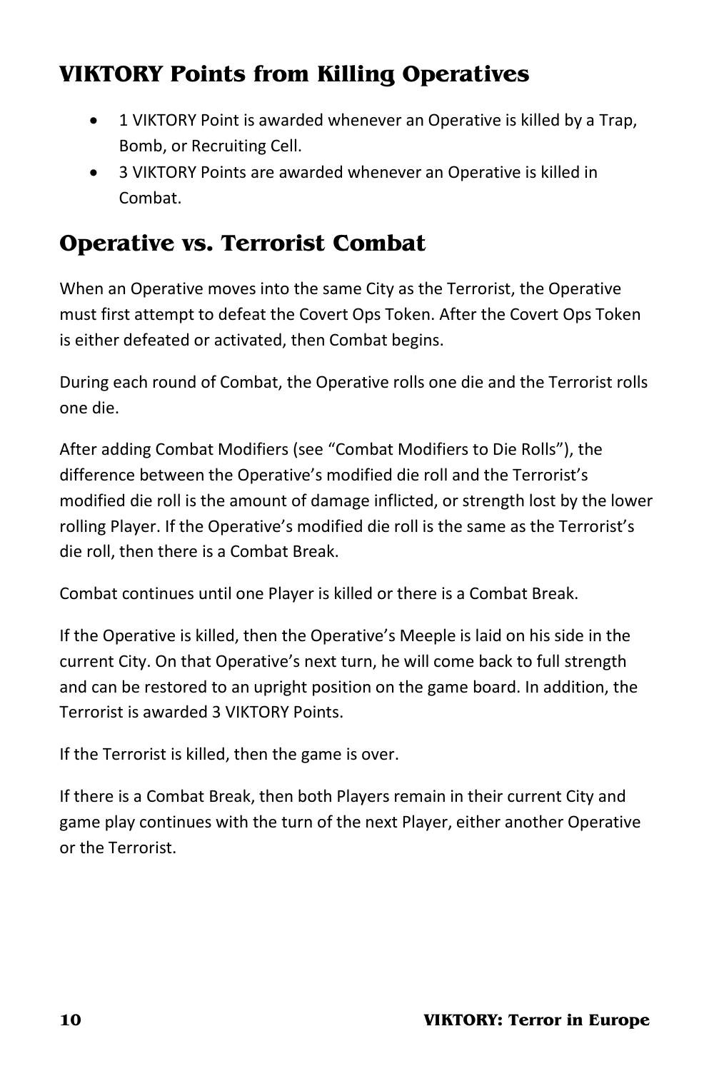## VIKTORY Points from Killing Operatives

- 1 VIKTORY Point is awarded whenever an Operative is killed by a Trap, Bomb, or Recruiting Cell.
- 3 VIKTORY Points are awarded whenever an Operative is killed in Combat.

## Operative vs. Terrorist Combat

When an Operative moves into the same City as the Terrorist, the Operative must first attempt to defeat the Covert Ops Token. After the Covert Ops Token is either defeated or activated, then Combat begins.

During each round of Combat, the Operative rolls one die and the Terrorist rolls one die.

After adding Combat Modifiers (see "Combat Modifiers to Die Rolls"), the difference between the Operative's modified die roll and the Terrorist's modified die roll is the amount of damage inflicted, or strength lost by the lower rolling Player. If the Operative's modified die roll is the same as the Terrorist's die roll, then there is a Combat Break.

Combat continues until one Player is killed or there is a Combat Break.

If the Operative is killed, then the Operative's Meeple is laid on his side in the current City. On that Operative's next turn, he will come back to full strength and can be restored to an upright position on the game board. In addition, the Terrorist is awarded 3 VIKTORY Points.

If the Terrorist is killed, then the game is over.

If there is a Combat Break, then both Players remain in their current City and game play continues with the turn of the next Player, either another Operative or the Terrorist.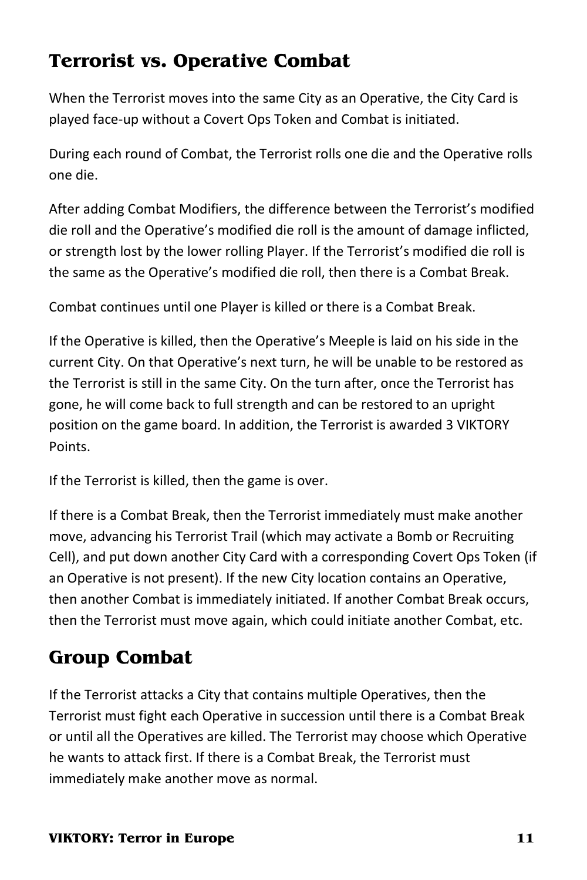## Terrorist vs. Operative Combat

When the Terrorist moves into the same City as an Operative, the City Card is played face-up without a Covert Ops Token and Combat is initiated.

During each round of Combat, the Terrorist rolls one die and the Operative rolls one die.

After adding Combat Modifiers, the difference between the Terrorist's modified die roll and the Operative's modified die roll is the amount of damage inflicted, or strength lost by the lower rolling Player. If the Terrorist's modified die roll is the same as the Operative's modified die roll, then there is a Combat Break.

Combat continues until one Player is killed or there is a Combat Break.

If the Operative is killed, then the Operative's Meeple is laid on his side in the current City. On that Operative's next turn, he will be unable to be restored as the Terrorist is still in the same City. On the turn after, once the Terrorist has gone, he will come back to full strength and can be restored to an upright position on the game board. In addition, the Terrorist is awarded 3 VIKTORY Points.

If the Terrorist is killed, then the game is over.

If there is a Combat Break, then the Terrorist immediately must make another move, advancing his Terrorist Trail (which may activate a Bomb or Recruiting Cell), and put down another City Card with a corresponding Covert Ops Token (if an Operative is not present). If the new City location contains an Operative, then another Combat is immediately initiated. If another Combat Break occurs, then the Terrorist must move again, which could initiate another Combat, etc.

## Group Combat

If the Terrorist attacks a City that contains multiple Operatives, then the Terrorist must fight each Operative in succession until there is a Combat Break or until all the Operatives are killed. The Terrorist may choose which Operative he wants to attack first. If there is a Combat Break, the Terrorist must immediately make another move as normal.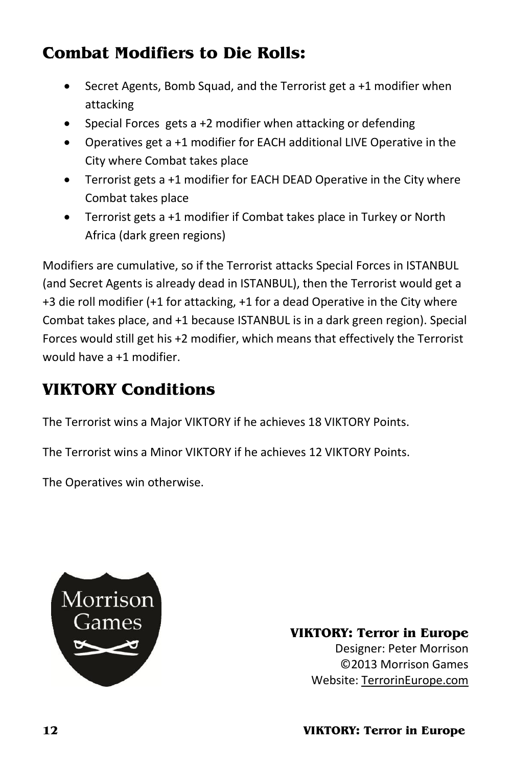## Combat Modifiers to Die Rolls:

- Secret Agents, Bomb Squad, and the Terrorist get a +1 modifier when attacking
- Special Forces gets a +2 modifier when attacking or defending
- Operatives get a +1 modifier for EACH additional LIVE Operative in the City where Combat takes place
- Terrorist gets a +1 modifier for EACH DEAD Operative in the City where Combat takes place
- Terrorist gets a +1 modifier if Combat takes place in Turkey or North Africa (dark green regions)

Modifiers are cumulative, so if the Terrorist attacks Special Forces in ISTANBUL (and Secret Agents is already dead in ISTANBUL), then the Terrorist would get a +3 die roll modifier (+1 for attacking, +1 for a dead Operative in the City where Combat takes place, and +1 because ISTANBUL is in a dark green region). Special Forces would still get his +2 modifier, which means that effectively the Terrorist would have a +1 modifier.

## VIKTORY Conditions

The Terrorist wins a Major VIKTORY if he achieves 18 VIKTORY Points.

The Terrorist wins a Minor VIKTORY if he achieves 12 VIKTORY Points.

The Operatives win otherwise.

Morrison Games

**VIKTORY: Terror in Europe**
Designer: Peter Morrison
©2013 Morrison Games
Website: TerrorinEurope.com